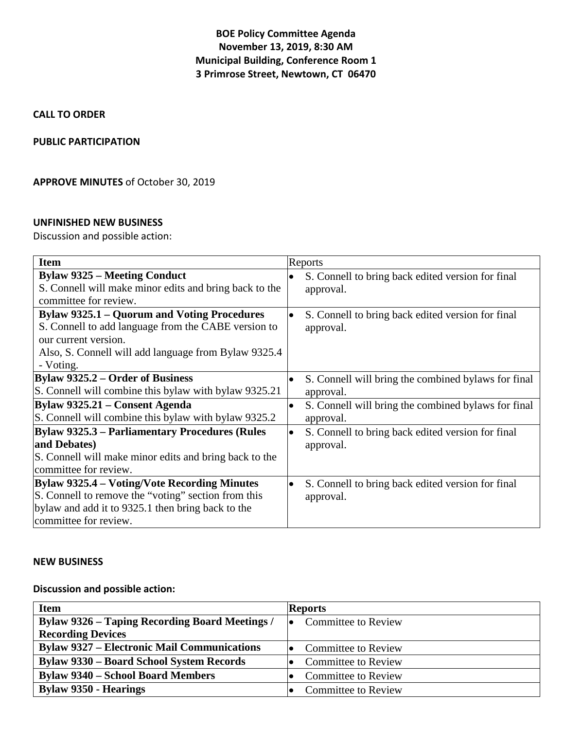**BOE Policy Committee Agenda**
**November 13, 2019, 8:30 AM**
**Municipal Building, Conference Room 1**
**3 Primrose Street, Newtown, CT 06470**

**CALL TO ORDER**

**PUBLIC PARTICIPATION**

**APPROVE MINUTES** of October 30, 2019

**UNFINISHED NEW BUSINESS**

Discussion and possible action:

| Item | Reports |
|---|---|
| **Bylaw 9325 – Meeting Conduct**<br>S. Connell will make minor edits and bring back to the committee for review. | • S. Connell to bring back edited version for final approval. |
| **Bylaw 9325.1 – Quorum and Voting Procedures**<br>S. Connell to add language from the CABE version to our current version.<br>Also, S. Connell will add language from Bylaw 9325.4 - Voting. | • S. Connell to bring back edited version for final approval. |
| **Bylaw 9325.2 – Order of Business**<br>S. Connell will combine this bylaw with bylaw 9325.21 | • S. Connell will bring the combined bylaws for final approval. |
| **Bylaw 9325.21 – Consent Agenda**<br>S. Connell will combine this bylaw with bylaw 9325.2 | • S. Connell will bring the combined bylaws for final approval. |
| **Bylaw 9325.3 – Parliamentary Procedures (Rules and Debates)**<br>S. Connell will make minor edits and bring back to the committee for review. | • S. Connell to bring back edited version for final approval. |
| **Bylaw 9325.4 – Voting/Vote Recording Minutes**<br>S. Connell to remove the "voting" section from this bylaw and add it to 9325.1 then bring back to the committee for review. | • S. Connell to bring back edited version for final approval. |

**NEW BUSINESS**

**Discussion and possible action:**

| Item | Reports |
|---|---|
| **Bylaw 9326 – Taping Recording Board Meetings / Recording Devices** | • Committee to Review |
| **Bylaw 9327 – Electronic Mail Communications** | • Committee to Review |
| **Bylaw 9330 – Board School System Records** | • Committee to Review |
| **Bylaw 9340 – School Board Members** | • Committee to Review |
| **Bylaw 9350 - Hearings** | • Committee to Review |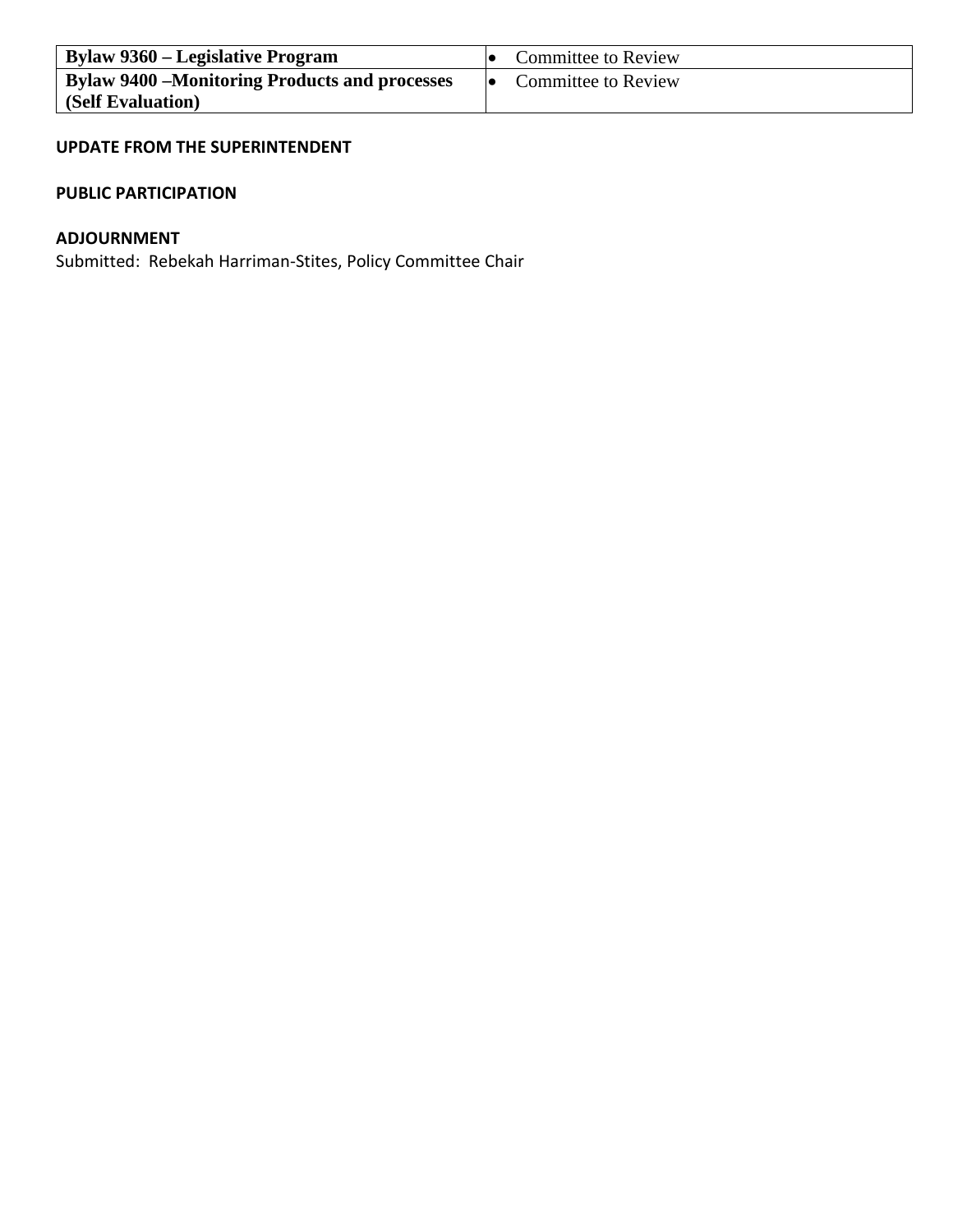| | |
|---|---|
| **Bylaw 9360 – Legislative Program** | • Committee to Review |
| **Bylaw 9400 –Monitoring Products and processes (Self Evaluation)** | • Committee to Review |

**UPDATE FROM THE SUPERINTENDENT**

**PUBLIC PARTICIPATION**

**ADJOURNMENT**

Submitted: Rebekah Harriman-Stites, Policy Committee Chair